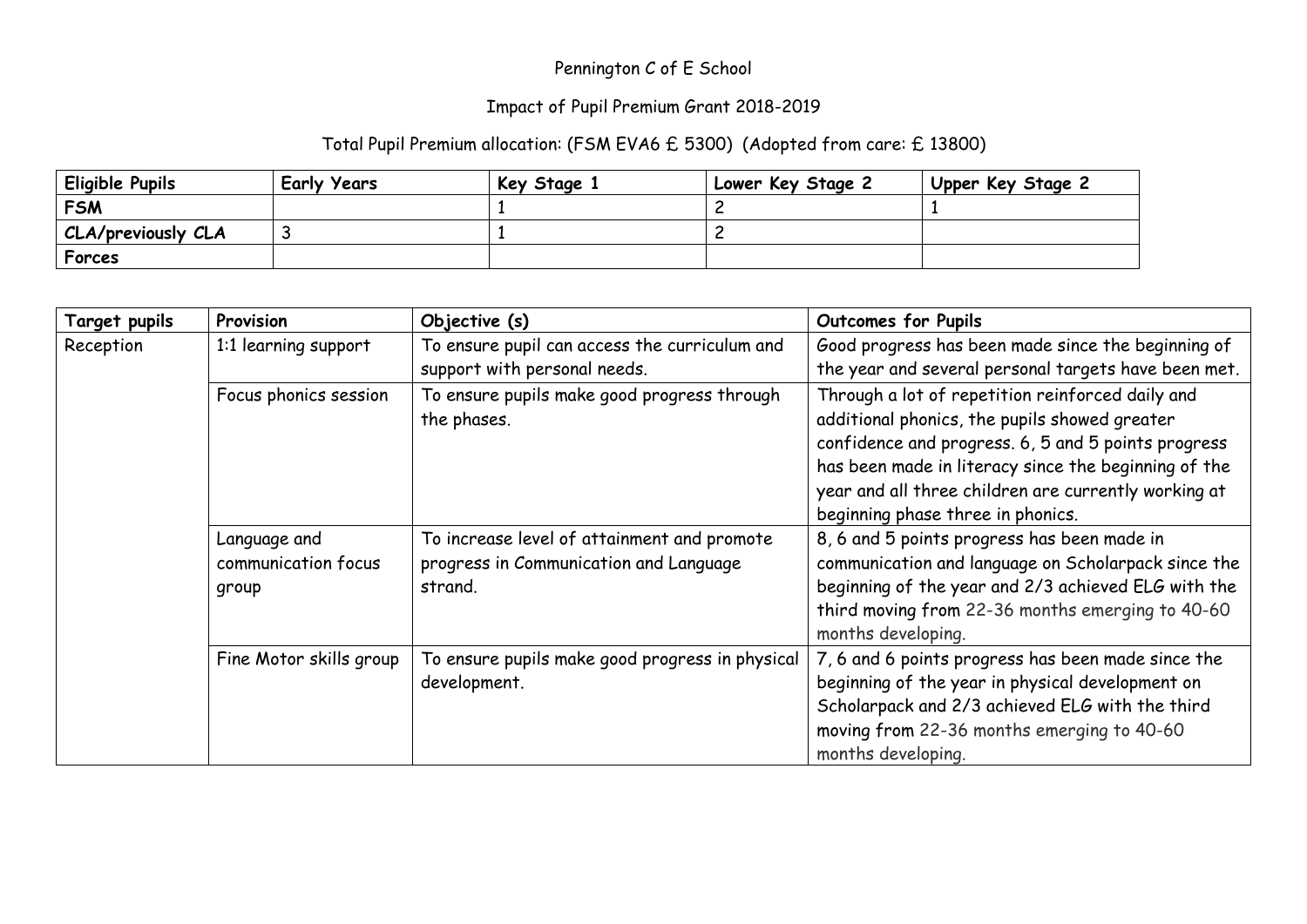# Pennington C of E School

## Impact of Pupil Premium Grant 2018-2019

### Total Pupil Premium allocation: (FSM EVA6 £ 5300) (Adopted from care: £ 13800)

| **Eligible Pupils** | **Early Years** | **Key Stage 1** | **Lower Key Stage 2** | **Upper Key Stage 2** |
|---|---|---|---|---|
| **FSM** | | 1 | 2 | 1 |
| **CLA/previously CLA** | 3 | 1 | 2 | |
| **Forces** | | | | |

| **Target pupils** | **Provision** | **Objective (s)** | **Outcomes for Pupils** |
|---|---|---|---|
| Reception | 1:1 learning support | To ensure pupil can access the curriculum and support with personal needs. | Good progress has been made since the beginning of the year and several personal targets have been met. |
| | Focus phonics session | To ensure pupils make good progress through the phases. | Through a lot of repetition reinforced daily and additional phonics, the pupils showed greater confidence and progress. 6, 5 and 5 points progress has been made in literacy since the beginning of the year and all three children are currently working at beginning phase three in phonics. |
| | Language and communication focus group | To increase level of attainment and promote progress in Communication and Language strand. | 8, 6 and 5 points progress has been made in communication and language on Scholarpack since the beginning of the year and 2/3 achieved ELG with the third moving from 22-36 months emerging to 40-60 months developing. |
| | Fine Motor skills group | To ensure pupils make good progress in physical development. | 7, 6 and 6 points progress has been made since the beginning of the year in physical development on Scholarpack and 2/3 achieved ELG with the third moving from 22-36 months emerging to 40-60 months developing. |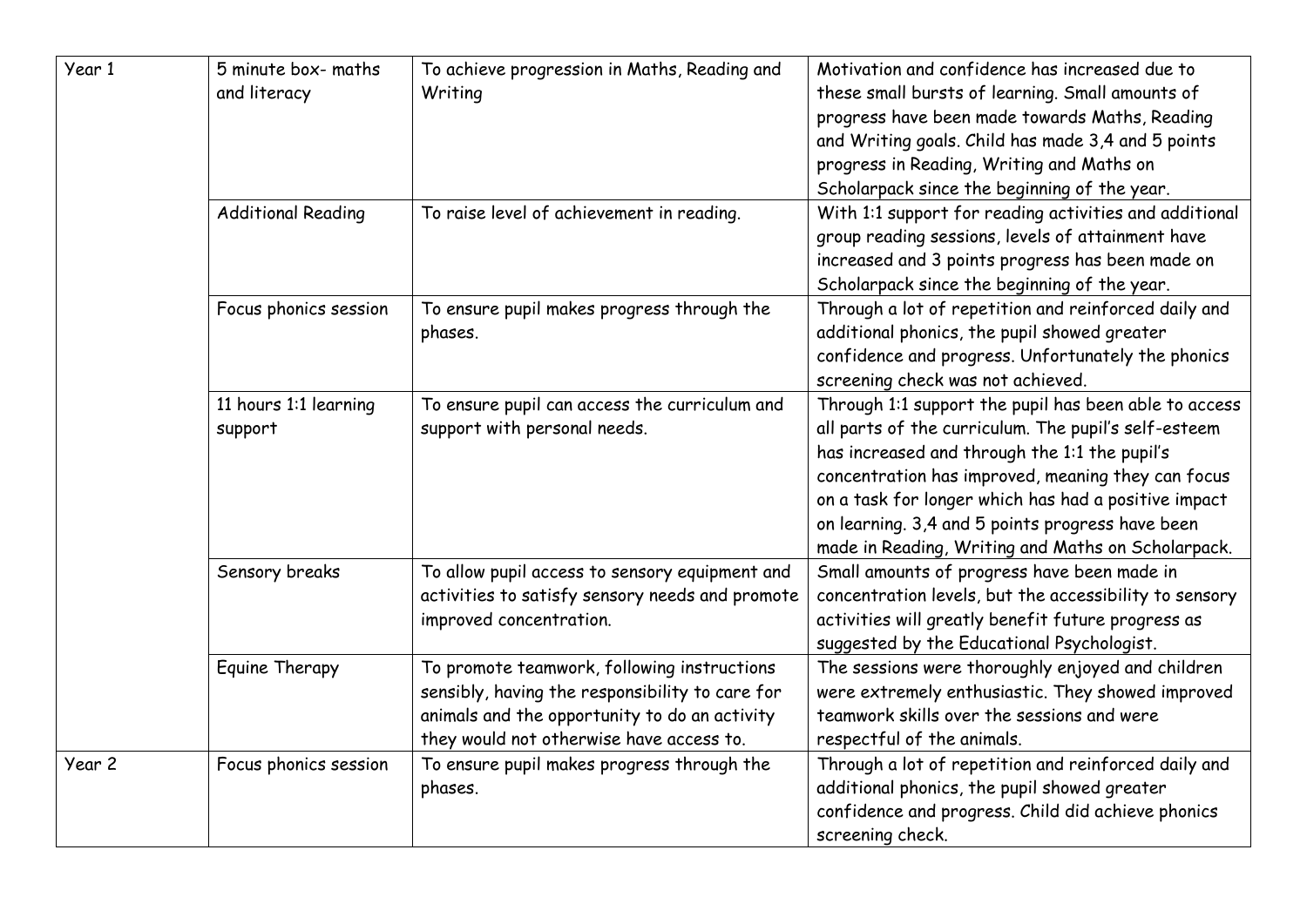| | | | |
|---|---|---|---|
| Year 1 | 5 minute box- maths and literacy | To achieve progression in Maths, Reading and Writing | Motivation and confidence has increased due to these small bursts of learning. Small amounts of progress have been made towards Maths, Reading and Writing goals. Child has made 3,4 and 5 points progress in Reading, Writing and Maths on Scholarpack since the beginning of the year. |
| | Additional Reading | To raise level of achievement in reading. | With 1:1 support for reading activities and additional group reading sessions, levels of attainment have increased and 3 points progress has been made on Scholarpack since the beginning of the year. |
| | Focus phonics session | To ensure pupil makes progress through the phases. | Through a lot of repetition and reinforced daily and additional phonics, the pupil showed greater confidence and progress. Unfortunately the phonics screening check was not achieved. |
| | 11 hours 1:1 learning support | To ensure pupil can access the curriculum and support with personal needs. | Through 1:1 support the pupil has been able to access all parts of the curriculum. The pupil's self-esteem has increased and through the 1:1 the pupil's concentration has improved, meaning they can focus on a task for longer which has had a positive impact on learning. 3,4 and 5 points progress have been made in Reading, Writing and Maths on Scholarpack. |
| | Sensory breaks | To allow pupil access to sensory equipment and activities to satisfy sensory needs and promote improved concentration. | Small amounts of progress have been made in concentration levels, but the accessibility to sensory activities will greatly benefit future progress as suggested by the Educational Psychologist. |
| | Equine Therapy | To promote teamwork, following instructions sensibly, having the responsibility to care for animals and the opportunity to do an activity they would not otherwise have access to. | The sessions were thoroughly enjoyed and children were extremely enthusiastic. They showed improved teamwork skills over the sessions and were respectful of the animals. |
| Year 2 | Focus phonics session | To ensure pupil makes progress through the phases. | Through a lot of repetition and reinforced daily and additional phonics, the pupil showed greater confidence and progress. Child did achieve phonics screening check. |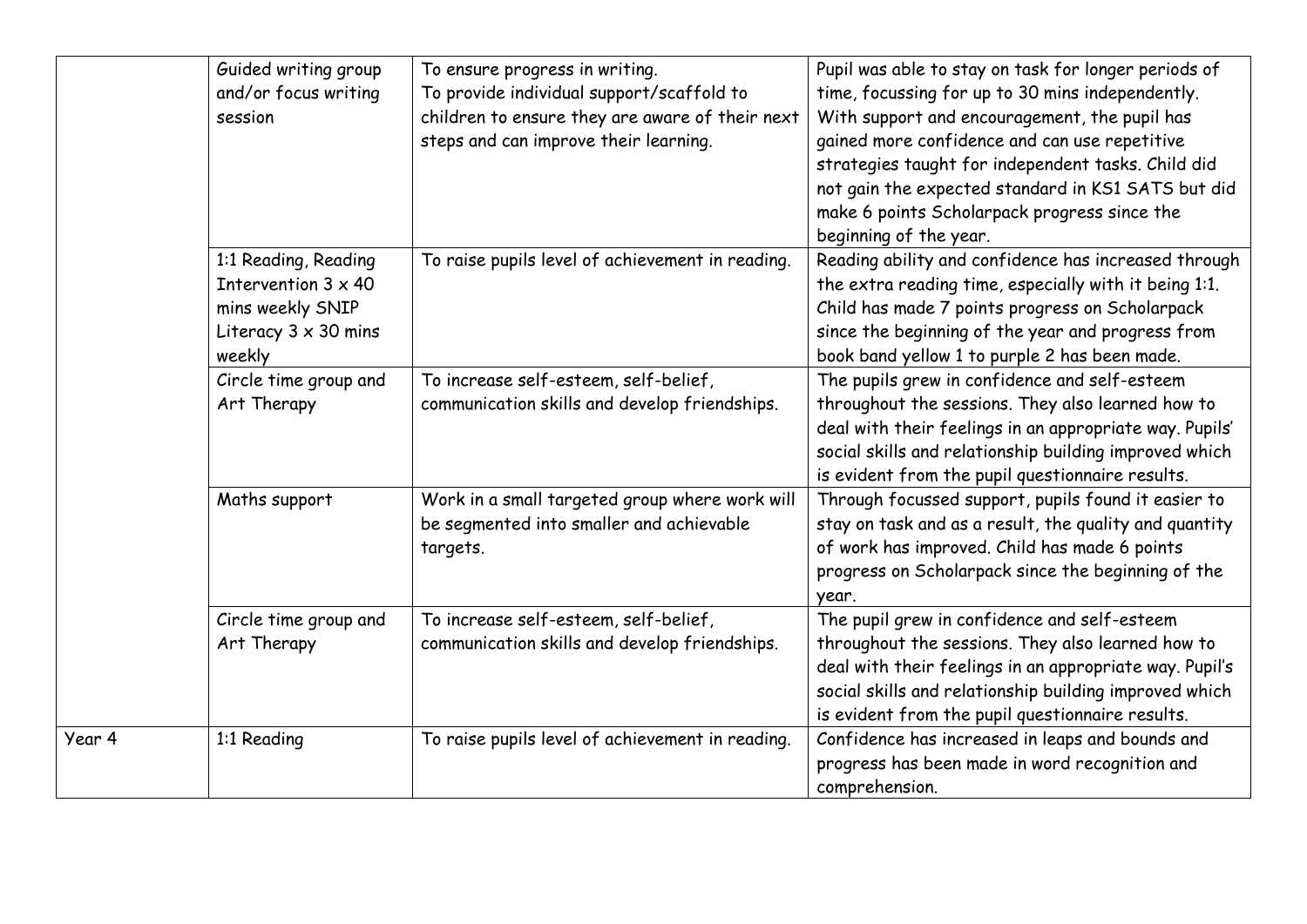| | | | |
|---|---|---|---|
| | Guided writing group and/or focus writing session | To ensure progress in writing.<br>To provide individual support/scaffold to children to ensure they are aware of their next steps and can improve their learning. | Pupil was able to stay on task for longer periods of time, focussing for up to 30 mins independently. With support and encouragement, the pupil has gained more confidence and can use repetitive strategies taught for independent tasks. Child did not gain the expected standard in KS1 SATS but did make 6 points Scholarpack progress since the beginning of the year. |
| | 1:1 Reading, Reading Intervention 3 x 40 mins weekly SNIP Literacy 3 x 30 mins weekly | To raise pupils level of achievement in reading. | Reading ability and confidence has increased through the extra reading time, especially with it being 1:1. Child has made 7 points progress on Scholarpack since the beginning of the year and progress from book band yellow 1 to purple 2 has been made. |
| | Circle time group and Art Therapy | To increase self-esteem, self-belief, communication skills and develop friendships. | The pupils grew in confidence and self-esteem throughout the sessions. They also learned how to deal with their feelings in an appropriate way. Pupils' social skills and relationship building improved which is evident from the pupil questionnaire results. |
| | Maths support | Work in a small targeted group where work will be segmented into smaller and achievable targets. | Through focussed support, pupils found it easier to stay on task and as a result, the quality and quantity of work has improved. Child has made 6 points progress on Scholarpack since the beginning of the year. |
| | Circle time group and Art Therapy | To increase self-esteem, self-belief, communication skills and develop friendships. | The pupil grew in confidence and self-esteem throughout the sessions. They also learned how to deal with their feelings in an appropriate way. Pupil's social skills and relationship building improved which is evident from the pupil questionnaire results. |
| Year 4 | 1:1 Reading | To raise pupils level of achievement in reading. | Confidence has increased in leaps and bounds and progress has been made in word recognition and comprehension. |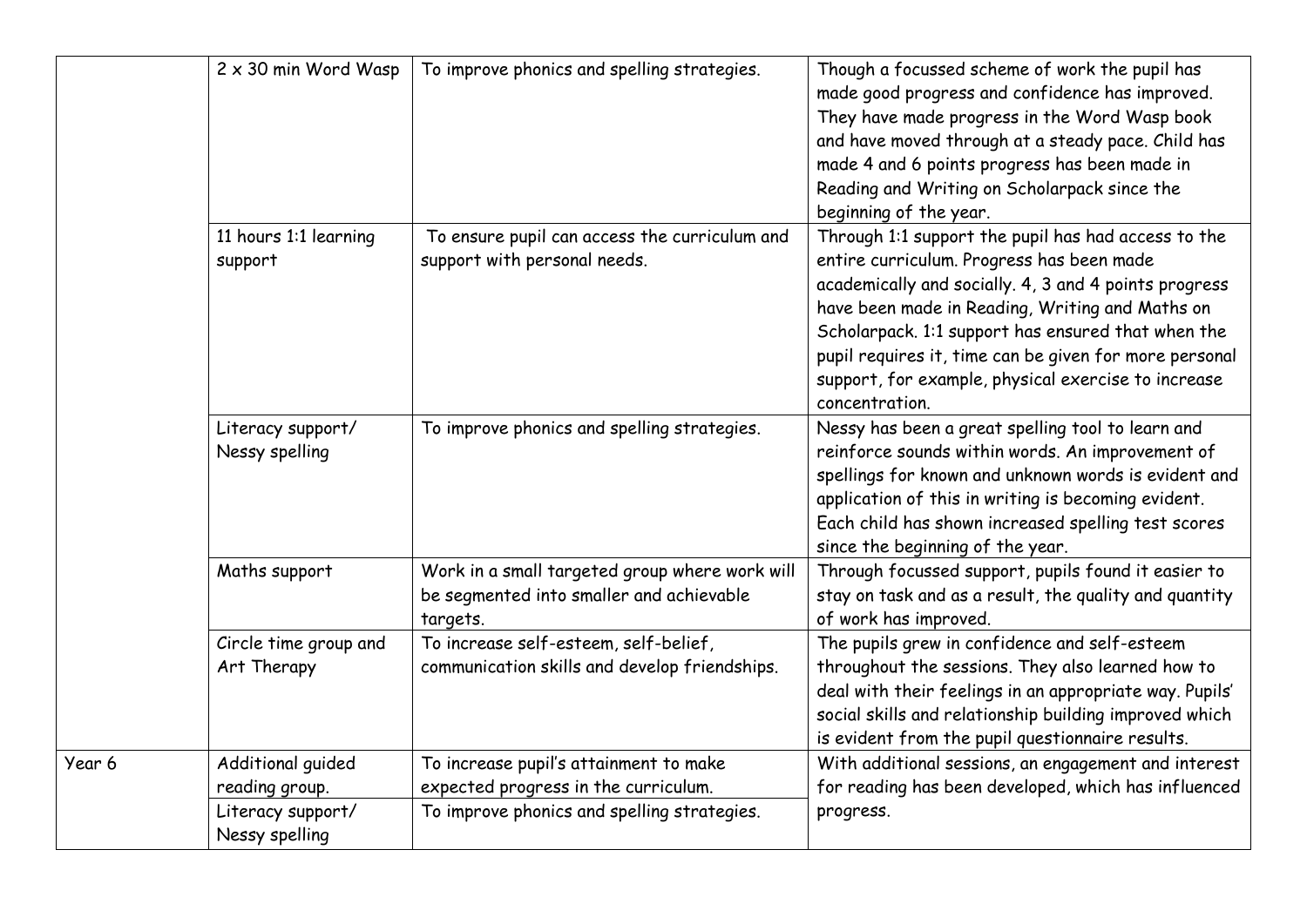| | | | |
|---|---|---|---|
| | 2 x 30 min Word Wasp | To improve phonics and spelling strategies. | Though a focussed scheme of work the pupil has made good progress and confidence has improved. They have made progress in the Word Wasp book and have moved through at a steady pace. Child has made 4 and 6 points progress has been made in Reading and Writing on Scholarpack since the beginning of the year. |
| | 11 hours 1:1 learning support | To ensure pupil can access the curriculum and support with personal needs. | Through 1:1 support the pupil has had access to the entire curriculum. Progress has been made academically and socially. 4, 3 and 4 points progress have been made in Reading, Writing and Maths on Scholarpack. 1:1 support has ensured that when the pupil requires it, time can be given for more personal support, for example, physical exercise to increase concentration. |
| | Literacy support/ Nessy spelling | To improve phonics and spelling strategies. | Nessy has been a great spelling tool to learn and reinforce sounds within words. An improvement of spellings for known and unknown words is evident and application of this in writing is becoming evident. Each child has shown increased spelling test scores since the beginning of the year. |
| | Maths support | Work in a small targeted group where work will be segmented into smaller and achievable targets. | Through focussed support, pupils found it easier to stay on task and as a result, the quality and quantity of work has improved. |
| | Circle time group and Art Therapy | To increase self-esteem, self-belief, communication skills and develop friendships. | The pupils grew in confidence and self-esteem throughout the sessions. They also learned how to deal with their feelings in an appropriate way. Pupils' social skills and relationship building improved which is evident from the pupil questionnaire results. |
| Year 6 | Additional guided reading group. | To increase pupil's attainment to make expected progress in the curriculum. | With additional sessions, an engagement and interest for reading has been developed, which has influenced progress. |
| | Literacy support/ Nessy spelling | To improve phonics and spelling strategies. | |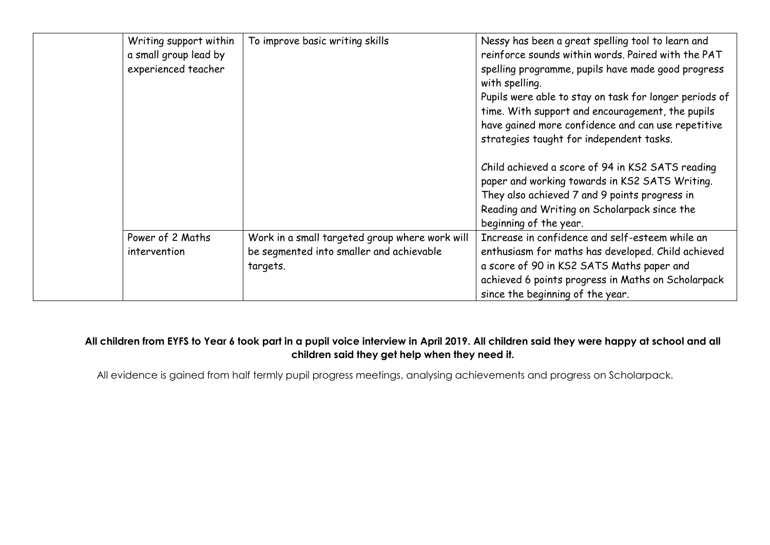| | | | |
|---|---|---|---|
| | Writing support within a small group lead by experienced teacher | To improve basic writing skills | Nessy has been a great spelling tool to learn and reinforce sounds within words. Paired with the PAT spelling programme, pupils have made good progress with spelling.<br>Pupils were able to stay on task for longer periods of time. With support and encouragement, the pupils have gained more confidence and can use repetitive strategies taught for independent tasks.<br><br>Child achieved a score of 94 in KS2 SATS reading paper and working towards in KS2 SATS Writing. They also achieved 7 and 9 points progress in Reading and Writing on Scholarpack since the beginning of the year. |
| | Power of 2 Maths intervention | Work in a small targeted group where work will be segmented into smaller and achievable targets. | Increase in confidence and self-esteem while an enthusiasm for maths has developed. Child achieved a score of 90 in KS2 SATS Maths paper and achieved 6 points progress in Maths on Scholarpack since the beginning of the year. |

**All children from EYFS to Year 6 took part in a pupil voice interview in April 2019. All children said they were happy at school and all children said they get help when they need it.**

All evidence is gained from half termly pupil progress meetings, analysing achievements and progress on Scholarpack.